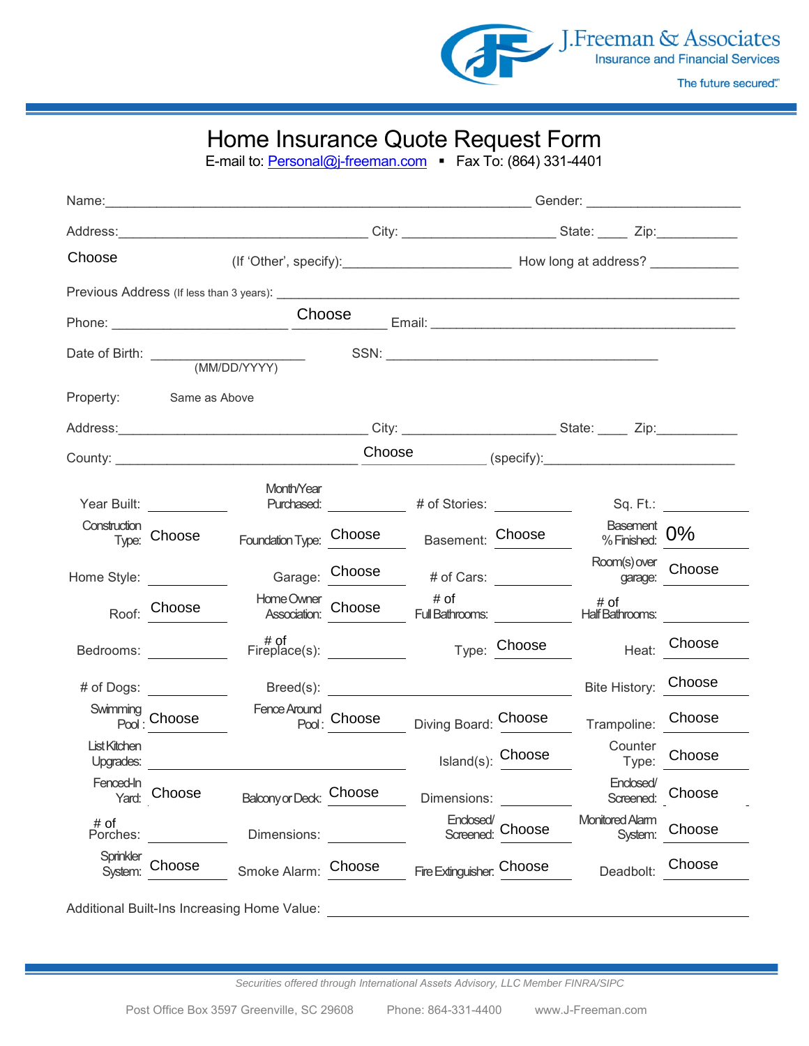J.Freeman & Associates
Insurance and Financial Services
The future secured.℠

# Home Insurance Quote Request Form

E-mail to: Personal@j-freeman.com ▪ Fax To: (864) 331-4401

Name:____________________________________________________________ Gender: _____________________

Address:___________________________________ City: _____________________ State: ____ Zip:___________

Choose (If 'Other', specify):_______________________ How long at address? ____________

Previous Address (If less than 3 years): ________________________________________________________________

Phone: ________________________ Choose ____________ Email: ____________________________________________

Date of Birth: ______________________ (MM/DD/YYYY) SSN: _______________________________________

Property: Same as Above

Address:___________________________________ City: _____________________ State: ____ Zip:___________

County: _________________________________ Choose _______________ (specify):__________________________

| | | | | | | | |
|---|---|---|---|---|---|---|---|
| Year Built: | | Month/Year Purchased: | | # of Stories: | | Sq. Ft.: | |
| Construction Type: | Choose | Foundation Type: | Choose | Basement: | Choose | Basement % Finished: | 0% |
| Home Style: | | Garage: | Choose | # of Cars: | | Room(s) over garage: | Choose |
| Roof: | Choose | Home Owner Association: | Choose | # of Full Bathrooms: | | # of Half Bathrooms: | |
| Bedrooms: | | # of Fireplace(s): | | Type: | Choose | Heat: | Choose |
| # of Dogs: | | Breed(s): | | | | Bite History: | Choose |
| Swimming Pool: | Choose | Fence Around Pool: | Choose | Diving Board: | Choose | Trampoline: | Choose |
| List Kitchen Upgrades: | | | | Island(s): | Choose | Counter Type: | Choose |
| Fenced-In Yard: | Choose | Balcony or Deck: | Choose | Dimensions: | | Enclosed/ Screened: | Choose |
| # of Porches: | | Dimensions: | | Enclosed/ Screened: | Choose | Monitored Alarm System: | Choose |
| Sprinkler System: | Choose | Smoke Alarm: | Choose | Fire Extinguisher: | Choose | Deadbolt: | Choose |

Additional Built-Ins Increasing Home Value: ____________________________________________

*Securities offered through International Assets Advisory, LLC Member FINRA/SIPC*

Post Office Box 3597 Greenville, SC 29608 Phone: 864-331-4400 www.J-Freeman.com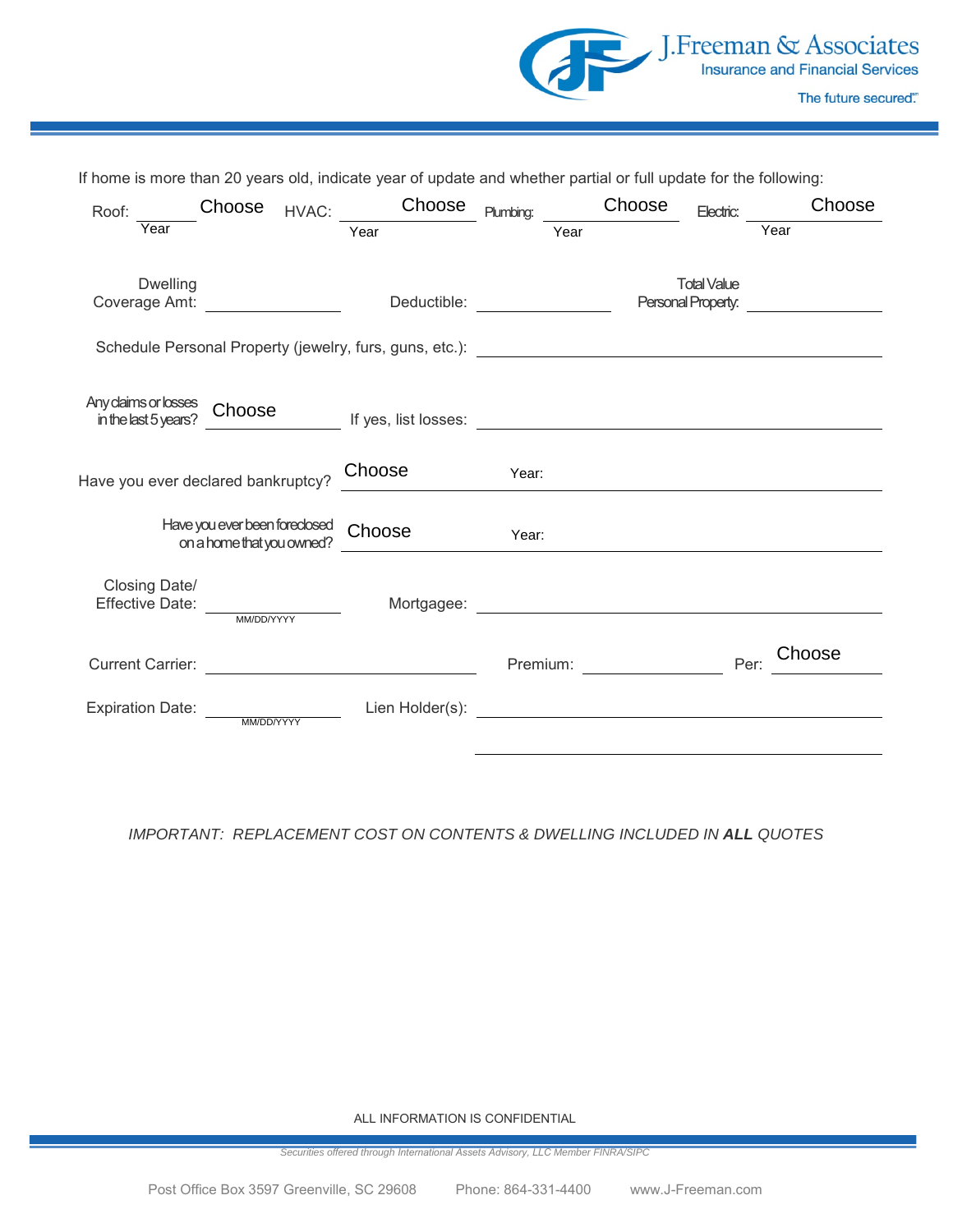If home is more than 20 years old, indicate year of update and whether partial or full update for the following:

Roof: ______ Choose HVAC: ______ Choose Plumbing: ______ Choose Electric: ______ Choose
Year Year Year Year

Dwelling Coverage Amt: ______________ Deductible: ______________ Total Value Personal Property: ______________

Schedule Personal Property (jewelry, furs, guns, etc.): ______________________________

Any claims or losses in the last 5 years? Choose If yes, list losses: ______________________________

Have you ever declared bankruptcy? Choose Year: ______________________________

Have you ever been foreclosed on a home that you owned? Choose Year: ______________________________

Closing Date/ Effective Date: ______________ MM/DD/YYYY Mortgagee: ______________________________

Current Carrier: ______________________ Premium: ______________ Per: Choose

Expiration Date: ______________ MM/DD/YYYY Lien Holder(s): ______________________________

______________________________

*IMPORTANT: REPLACEMENT COST ON CONTENTS & DWELLING INCLUDED IN **ALL** QUOTES*

ALL INFORMATION IS CONFIDENTIAL

*Securities offered through International Assets Advisory, LLC Member FINRA/SIPC*

Post Office Box 3597 Greenville, SC 29608 Phone: 864-331-4400 www.J-Freeman.com